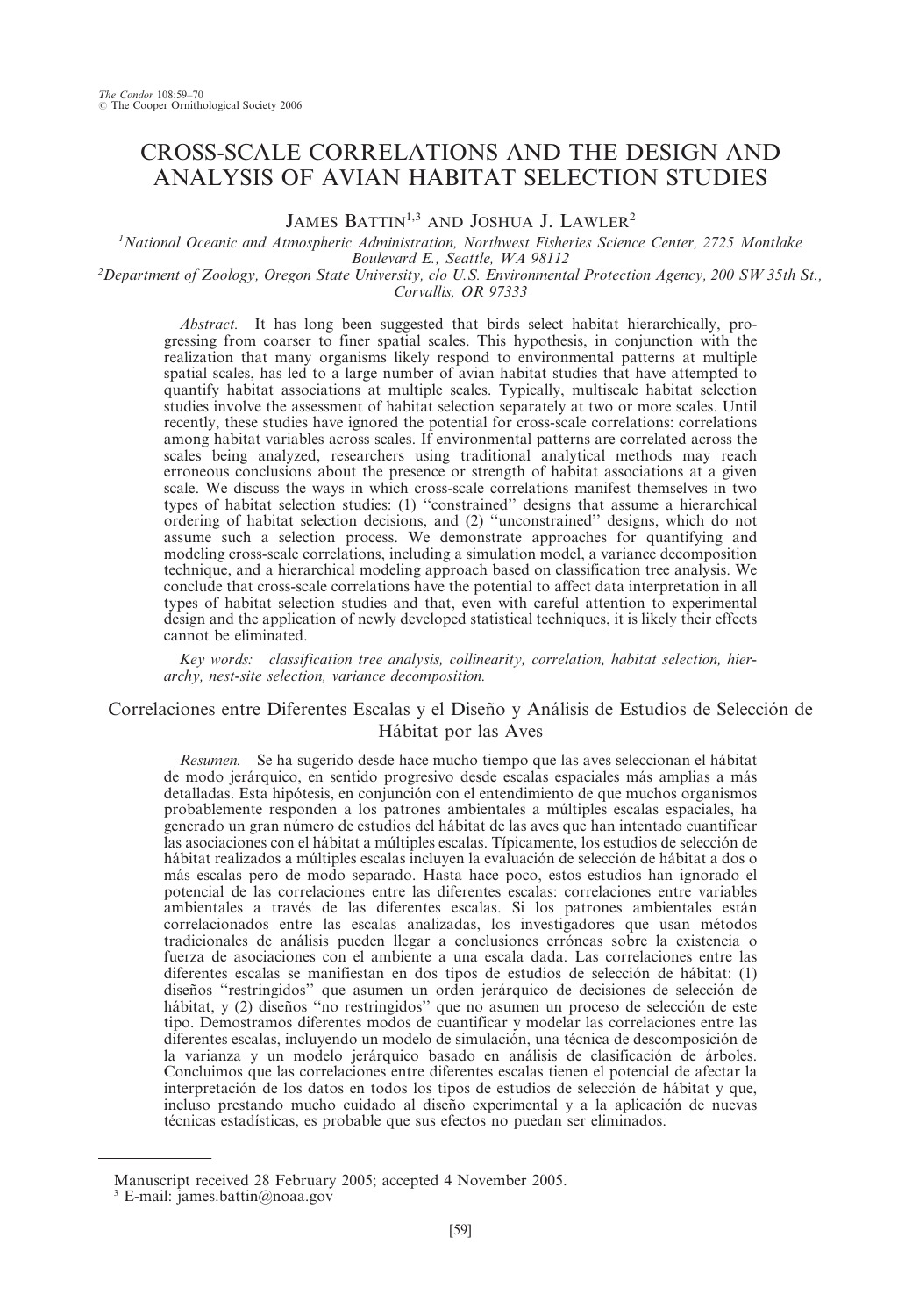# CROSS-SCALE CORRELATIONS AND THE DESIGN AND ANALYSIS OF AVIAN HABITAT SELECTION STUDIES

JAMES BATTIN[1,3] AND JOSHUA J. LAWLER[2]

[1]National Oceanic and Atmospheric Administration, Northwest Fisheries Science Center, 2725 Montlake Boulevard E., Seattle, WA 98112

[2]Department of Zoology, Oregon State University, c/o U.S. Environmental Protection Agency, 200 SW 35th St., Corvallis, OR 97333

*Abstract.* It has long been suggested that birds select habitat hierarchically, progressing from coarser to finer spatial scales. This hypothesis, in conjunction with the realization that many organisms likely respond to environmental patterns at multiple spatial scales, has led to a large number of avian habitat studies that have attempted to quantify habitat associations at multiple scales. Typically, multiscale habitat selection studies involve the assessment of habitat selection separately at two or more scales. Until recently, these studies have ignored the potential for cross-scale correlations: correlations among habitat variables across scales. If environmental patterns are correlated across the scales being analyzed, researchers using traditional analytical methods may reach erroneous conclusions about the presence or strength of habitat associations at a given scale. We discuss the ways in which cross-scale correlations manifest themselves in two types of habitat selection studies: (1) ''constrained'' designs that assume a hierarchical ordering of habitat selection decisions, and (2) ''unconstrained'' designs, which do not assume such a selection process. We demonstrate approaches for quantifying and modeling cross-scale correlations, including a simulation model, a variance decomposition technique, and a hierarchical modeling approach based on classification tree analysis. We conclude that cross-scale correlations have the potential to affect data interpretation in all types of habitat selection studies and that, even with careful attention to experimental design and the application of newly developed statistical techniques, it is likely their effects cannot be eliminated.

*Key words:* classification tree analysis, collinearity, correlation, habitat selection, hierarchy, nest-site selection, variance decomposition.

## Correlaciones entre Diferentes Escalas y el Diseño y Análisis de Estudios de Selección de Hábitat por las Aves

*Resumen.* Se ha sugerido desde hace mucho tiempo que las aves seleccionan el hábitat de modo jerárquico, en sentido progresivo desde escalas espaciales más amplias a más detalladas. Esta hipótesis, en conjunción con el entendimiento de que muchos organismos probablemente responden a los patrones ambientales a múltiples escalas espaciales, ha generado un gran número de estudios del hábitat de las aves que han intentado cuantificar las asociaciones con el hábitat a múltiples escalas. Típicamente, los estudios de selección de hábitat realizados a múltiples escalas incluyen la evaluación de selección de hábitat a dos o más escalas pero de modo separado. Hasta hace poco, estos estudios han ignorado el potencial de las correlaciones entre las diferentes escalas: correlaciones entre variables ambientales a través de las diferentes escalas. Si los patrones ambientales están correlacionados entre las escalas analizadas, los investigadores que usan métodos tradicionales de análisis pueden llegar a conclusiones erróneas sobre la existencia o fuerza de asociaciones con el ambiente a una escala dada. Las correlaciones entre las diferentes escalas se manifiestan en dos tipos de estudios de selección de hábitat: (1) diseños ''restringidos'' que asumen un orden jerárquico de decisiones de selección de hábitat, y (2) diseños ''no restringidos'' que no asumen un proceso de selección de este tipo. Demostramos diferentes modos de cuantificar y modelar las correlaciones entre las diferentes escalas, incluyendo un modelo de simulación, una técnica de descomposición de la varianza y un modelo jerárquico basado en análisis de clasificación de árboles. Concluimos que las correlaciones entre diferentes escalas tienen el potencial de afectar la interpretación de los datos en todos los tipos de estudios de selección de hábitat y que, incluso prestando mucho cuidado al diseño experimental y a la aplicación de nuevas técnicas estadísticas, es probable que sus efectos no puedan ser eliminados.

---

Manuscript received 28 February 2005; accepted 4 November 2005.

[3] E-mail: james.battin@noaa.gov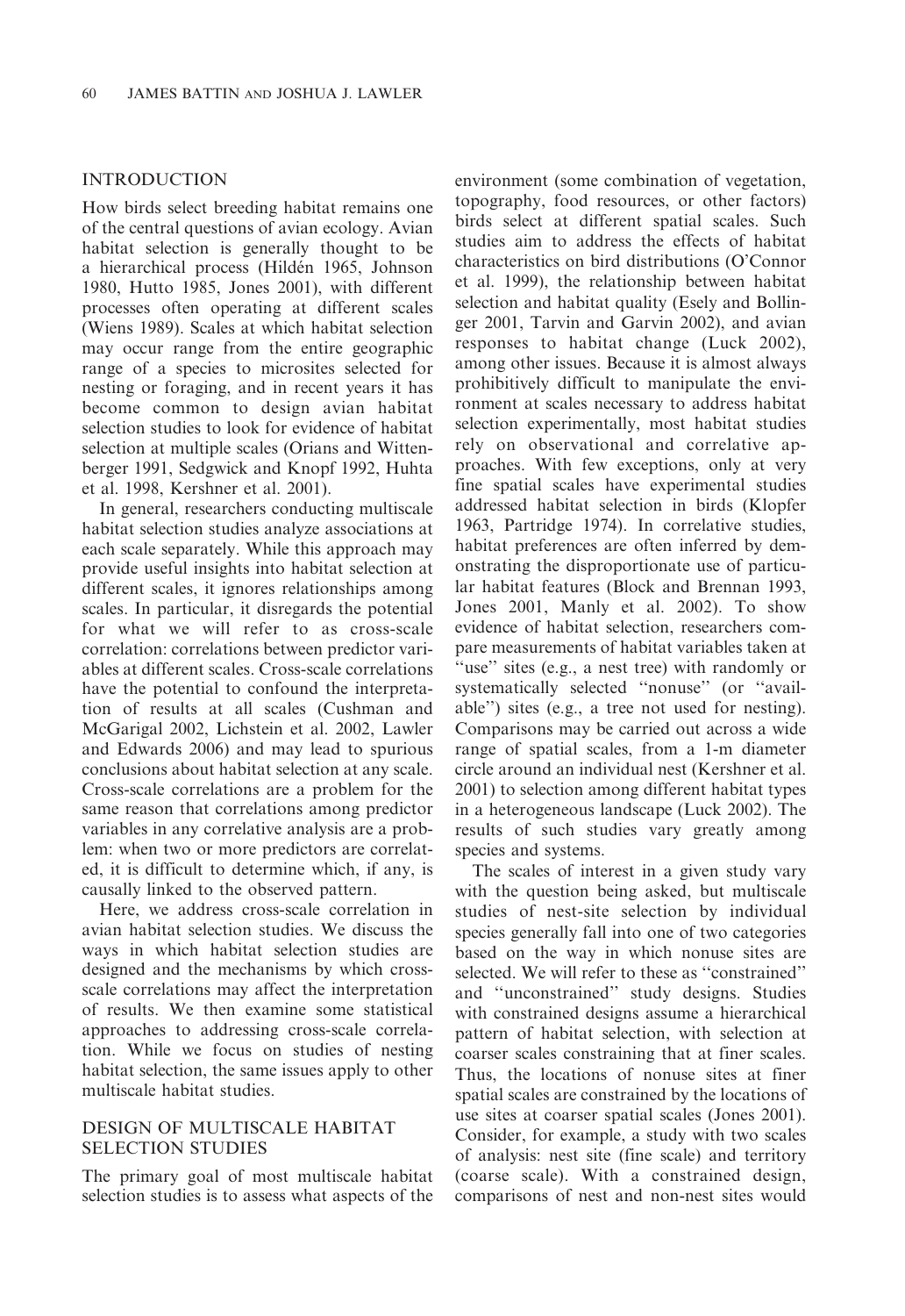## INTRODUCTION

How birds select breeding habitat remains one of the central questions of avian ecology. Avian habitat selection is generally thought to be a hierarchical process (Hildén 1965, Johnson 1980, Hutto 1985, Jones 2001), with different processes often operating at different scales (Wiens 1989). Scales at which habitat selection may occur range from the entire geographic range of a species to microsites selected for nesting or foraging, and in recent years it has become common to design avian habitat selection studies to look for evidence of habitat selection at multiple scales (Orians and Wittenberger 1991, Sedgwick and Knopf 1992, Huhta et al. 1998, Kershner et al. 2001).

In general, researchers conducting multiscale habitat selection studies analyze associations at each scale separately. While this approach may provide useful insights into habitat selection at different scales, it ignores relationships among scales. In particular, it disregards the potential for what we will refer to as cross-scale correlation: correlations between predictor variables at different scales. Cross-scale correlations have the potential to confound the interpretation of results at all scales (Cushman and McGarigal 2002, Lichstein et al. 2002, Lawler and Edwards 2006) and may lead to spurious conclusions about habitat selection at any scale. Cross-scale correlations are a problem for the same reason that correlations among predictor variables in any correlative analysis are a problem: when two or more predictors are correlated, it is difficult to determine which, if any, is causally linked to the observed pattern.

Here, we address cross-scale correlation in avian habitat selection studies. We discuss the ways in which habitat selection studies are designed and the mechanisms by which cross-scale correlations may affect the interpretation of results. We then examine some statistical approaches to addressing cross-scale correlation. While we focus on studies of nesting habitat selection, the same issues apply to other multiscale habitat studies.

## DESIGN OF MULTISCALE HABITAT SELECTION STUDIES

The primary goal of most multiscale habitat selection studies is to assess what aspects of the environment (some combination of vegetation, topography, food resources, or other factors) birds select at different spatial scales. Such studies aim to address the effects of habitat characteristics on bird distributions (O'Connor et al. 1999), the relationship between habitat selection and habitat quality (Esely and Bollinger 2001, Tarvin and Garvin 2002), and avian responses to habitat change (Luck 2002), among other issues. Because it is almost always prohibitively difficult to manipulate the environment at scales necessary to address habitat selection experimentally, most habitat studies rely on observational and correlative approaches. With few exceptions, only at very fine spatial scales have experimental studies addressed habitat selection in birds (Klopfer 1963, Partridge 1974). In correlative studies, habitat preferences are often inferred by demonstrating the disproportionate use of particular habitat features (Block and Brennan 1993, Jones 2001, Manly et al. 2002). To show evidence of habitat selection, researchers compare measurements of habitat variables taken at "use" sites (e.g., a nest tree) with randomly or systematically selected "nonuse" (or "available") sites (e.g., a tree not used for nesting). Comparisons may be carried out across a wide range of spatial scales, from a 1-m diameter circle around an individual nest (Kershner et al. 2001) to selection among different habitat types in a heterogeneous landscape (Luck 2002). The results of such studies vary greatly among species and systems.

The scales of interest in a given study vary with the question being asked, but multiscale studies of nest-site selection by individual species generally fall into one of two categories based on the way in which nonuse sites are selected. We will refer to these as "constrained" and "unconstrained" study designs. Studies with constrained designs assume a hierarchical pattern of habitat selection, with selection at coarser scales constraining that at finer scales. Thus, the locations of nonuse sites at finer spatial scales are constrained by the locations of use sites at coarser spatial scales (Jones 2001). Consider, for example, a study with two scales of analysis: nest site (fine scale) and territory (coarse scale). With a constrained design, comparisons of nest and non-nest sites would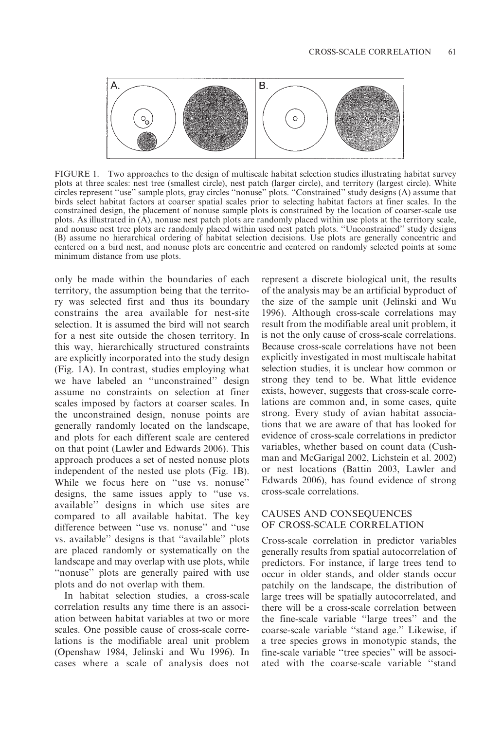FIGURE 1. Two approaches to the design of multiscale habitat selection studies illustrating habitat survey plots at three scales: nest tree (smallest circle), nest patch (larger circle), and territory (largest circle). White circles represent "use" sample plots, gray circles "nonuse" plots. "Constrained" study designs (A) assume that birds select habitat factors at coarser spatial scales prior to selecting habitat factors at finer scales. In the constrained design, the placement of nonuse sample plots is constrained by the location of coarser-scale use plots. As illustrated in (A), nonuse nest patch plots are randomly placed within use plots at the territory scale, and nonuse nest tree plots are randomly placed within used nest patch plots. "Unconstrained" study designs (B) assume no hierarchical ordering of habitat selection decisions. Use plots are generally concentric and centered on a bird nest, and nonuse plots are concentric and centered on randomly selected points at some minimum distance from use plots.

only be made within the boundaries of each territory, the assumption being that the territory was selected first and thus its boundary constrains the area available for nest-site selection. It is assumed the bird will not search for a nest site outside the chosen territory. In this way, hierarchically structured constraints are explicitly incorporated into the study design (Fig. 1A). In contrast, studies employing what we have labeled an "unconstrained" design assume no constraints on selection at finer scales imposed by factors at coarser scales. In the unconstrained design, nonuse points are generally randomly located on the landscape, and plots for each different scale are centered on that point (Lawler and Edwards 2006). This approach produces a set of nested nonuse plots independent of the nested use plots (Fig. 1B). While we focus here on "use vs. nonuse" designs, the same issues apply to "use vs. available" designs in which use sites are compared to all available habitat. The key difference between "use vs. nonuse" and "use vs. available" designs is that "available" plots are placed randomly or systematically on the landscape and may overlap with use plots, while "nonuse" plots are generally paired with use plots and do not overlap with them.

In habitat selection studies, a cross-scale correlation results any time there is an association between habitat variables at two or more scales. One possible cause of cross-scale correlations is the modifiable areal unit problem (Openshaw 1984, Jelinski and Wu 1996). In cases where a scale of analysis does not represent a discrete biological unit, the results of the analysis may be an artificial byproduct of the size of the sample unit (Jelinski and Wu 1996). Although cross-scale correlations may result from the modifiable areal unit problem, it is not the only cause of cross-scale correlations. Because cross-scale correlations have not been explicitly investigated in most multiscale habitat selection studies, it is unclear how common or strong they tend to be. What little evidence exists, however, suggests that cross-scale correlations are common and, in some cases, quite strong. Every study of avian habitat associations that we are aware of that has looked for evidence of cross-scale correlations in predictor variables, whether based on count data (Cushman and McGarigal 2002, Lichstein et al. 2002) or nest locations (Battin 2003, Lawler and Edwards 2006), has found evidence of strong cross-scale correlations.

## CAUSES AND CONSEQUENCES OF CROSS-SCALE CORRELATION

Cross-scale correlation in predictor variables generally results from spatial autocorrelation of predictors. For instance, if large trees tend to occur in older stands, and older stands occur patchily on the landscape, the distribution of large trees will be spatially autocorrelated, and there will be a cross-scale correlation between the fine-scale variable "large trees" and the coarse-scale variable "stand age." Likewise, if a tree species grows in monotypic stands, the fine-scale variable "tree species" will be associated with the coarse-scale variable "stand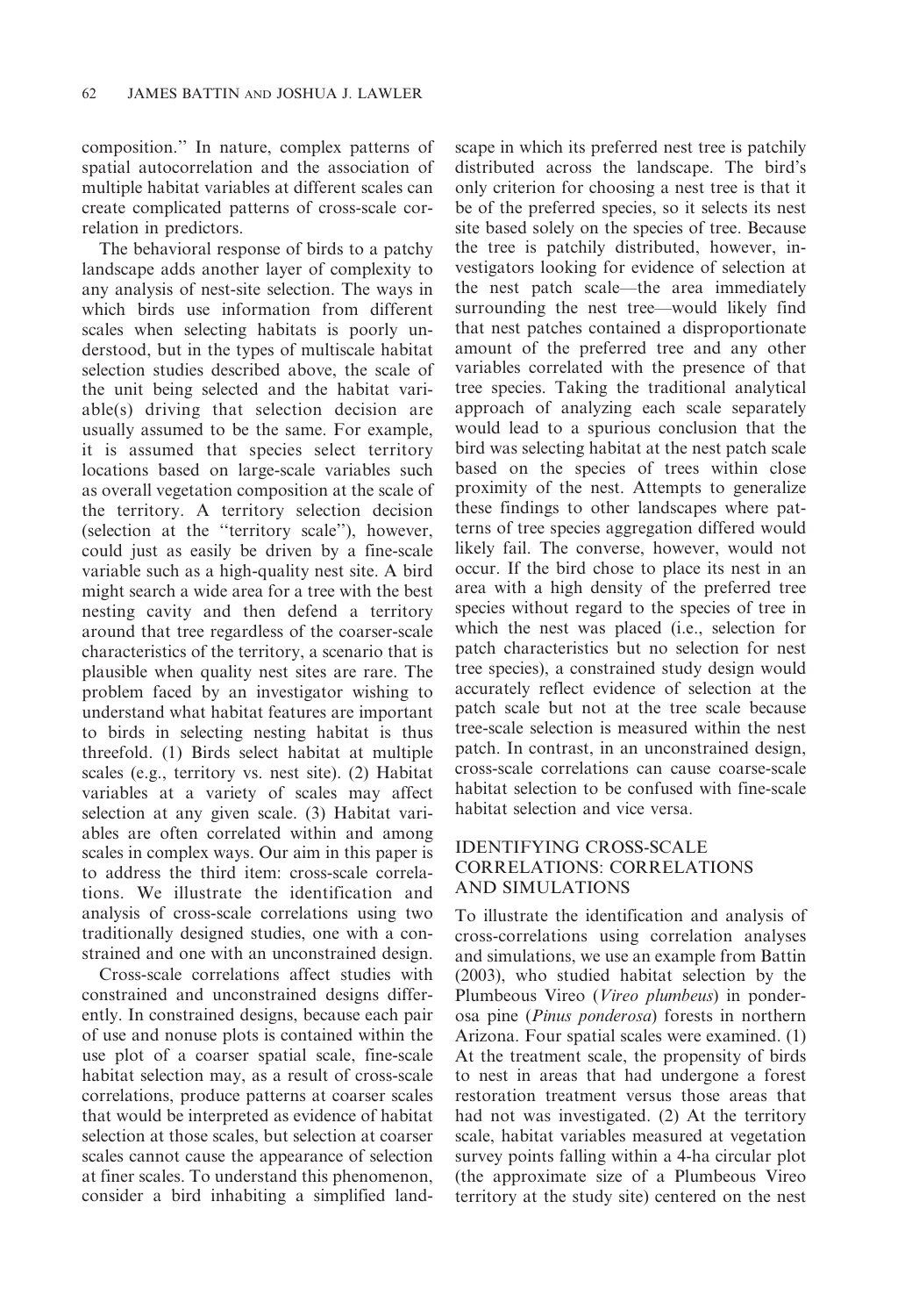composition." In nature, complex patterns of spatial autocorrelation and the association of multiple habitat variables at different scales can create complicated patterns of cross-scale correlation in predictors.

The behavioral response of birds to a patchy landscape adds another layer of complexity to any analysis of nest-site selection. The ways in which birds use information from different scales when selecting habitats is poorly understood, but in the types of multiscale habitat selection studies described above, the scale of the unit being selected and the habitat variable(s) driving that selection decision are usually assumed to be the same. For example, it is assumed that species select territory locations based on large-scale variables such as overall vegetation composition at the scale of the territory. A territory selection decision (selection at the "territory scale"), however, could just as easily be driven by a fine-scale variable such as a high-quality nest site. A bird might search a wide area for a tree with the best nesting cavity and then defend a territory around that tree regardless of the coarser-scale characteristics of the territory, a scenario that is plausible when quality nest sites are rare. The problem faced by an investigator wishing to understand what habitat features are important to birds in selecting nesting habitat is thus threefold. (1) Birds select habitat at multiple scales (e.g., territory vs. nest site). (2) Habitat variables at a variety of scales may affect selection at any given scale. (3) Habitat variables are often correlated within and among scales in complex ways. Our aim in this paper is to address the third item: cross-scale correlations. We illustrate the identification and analysis of cross-scale correlations using two traditionally designed studies, one with a constrained and one with an unconstrained design.

Cross-scale correlations affect studies with constrained and unconstrained designs differently. In constrained designs, because each pair of use and nonuse plots is contained within the use plot of a coarser spatial scale, fine-scale habitat selection may, as a result of cross-scale correlations, produce patterns at coarser scales that would be interpreted as evidence of habitat selection at those scales, but selection at coarser scales cannot cause the appearance of selection at finer scales. To understand this phenomenon, consider a bird inhabiting a simplified landscape in which its preferred nest tree is patchily distributed across the landscape. The bird's only criterion for choosing a nest tree is that it be of the preferred species, so it selects its nest site based solely on the species of tree. Because the tree is patchily distributed, however, investigators looking for evidence of selection at the nest patch scale—the area immediately surrounding the nest tree—would likely find that nest patches contained a disproportionate amount of the preferred tree and any other variables correlated with the presence of that tree species. Taking the traditional analytical approach of analyzing each scale separately would lead to a spurious conclusion that the bird was selecting habitat at the nest patch scale based on the species of trees within close proximity of the nest. Attempts to generalize these findings to other landscapes where patterns of tree species aggregation differed would likely fail. The converse, however, would not occur. If the bird chose to place its nest in an area with a high density of the preferred tree species without regard to the species of tree in which the nest was placed (i.e., selection for patch characteristics but no selection for nest tree species), a constrained study design would accurately reflect evidence of selection at the patch scale but not at the tree scale because tree-scale selection is measured within the nest patch. In contrast, in an unconstrained design, cross-scale correlations can cause coarse-scale habitat selection to be confused with fine-scale habitat selection and vice versa.

## IDENTIFYING CROSS-SCALE CORRELATIONS: CORRELATIONS AND SIMULATIONS

To illustrate the identification and analysis of cross-correlations using correlation analyses and simulations, we use an example from Battin (2003), who studied habitat selection by the Plumbeous Vireo (*Vireo plumbeus*) in ponderosa pine (*Pinus ponderosa*) forests in northern Arizona. Four spatial scales were examined. (1) At the treatment scale, the propensity of birds to nest in areas that had undergone a forest restoration treatment versus those areas that had not was investigated. (2) At the territory scale, habitat variables measured at vegetation survey points falling within a 4-ha circular plot (the approximate size of a Plumbeous Vireo territory at the study site) centered on the nest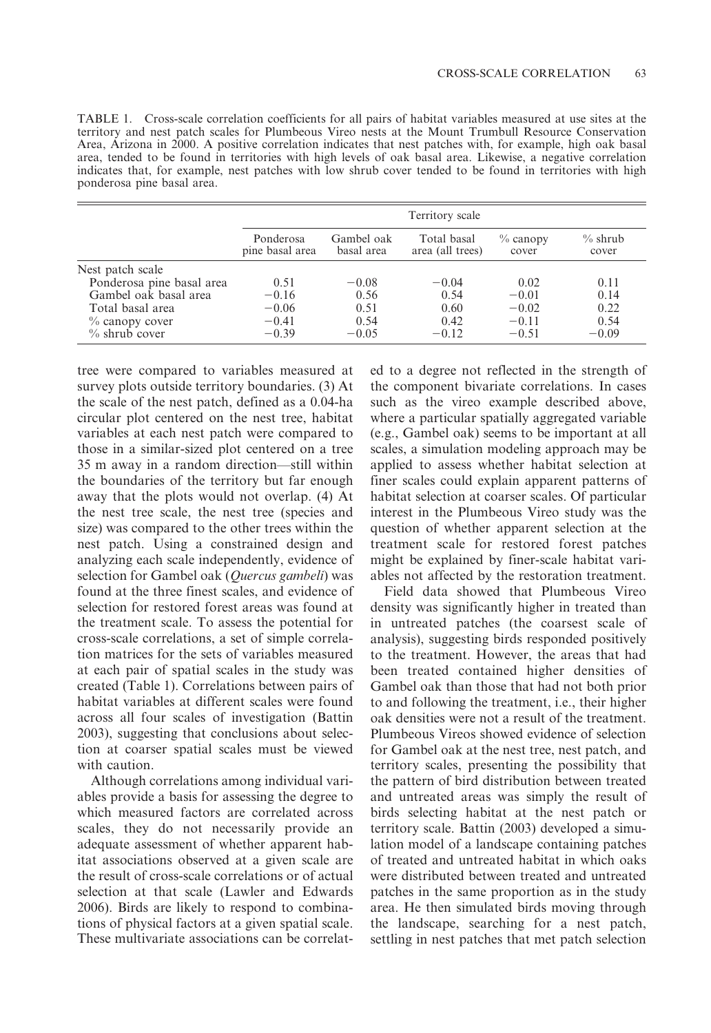TABLE 1. Cross-scale correlation coefficients for all pairs of habitat variables measured at use sites at the territory and nest patch scales for Plumbeous Vireo nests at the Mount Trumbull Resource Conservation Area, Arizona in 2000. A positive correlation indicates that nest patches with, for example, high oak basal area, tended to be found in territories with high levels of oak basal area. Likewise, a negative correlation indicates that, for example, nest patches with low shrub cover tended to be found in territories with high ponderosa pine basal area.

| | Territory scale | | | | |
|---|---|---|---|---|---|
| | Ponderosa pine basal area | Gambel oak basal area | Total basal area (all trees) | % canopy cover | % shrub cover |
| Nest patch scale | | | | | |
| Ponderosa pine basal area | 0.51 | −0.08 | −0.04 | 0.02 | 0.11 |
| Gambel oak basal area | −0.16 | 0.56 | 0.54 | −0.01 | 0.14 |
| Total basal area | −0.06 | 0.51 | 0.60 | −0.02 | 0.22 |
| % canopy cover | −0.41 | 0.54 | 0.42 | −0.11 | 0.54 |
| % shrub cover | −0.39 | −0.05 | −0.12 | −0.51 | −0.09 |

tree were compared to variables measured at survey plots outside territory boundaries. (3) At the scale of the nest patch, defined as a 0.04-ha circular plot centered on the nest tree, habitat variables at each nest patch were compared to those in a similar-sized plot centered on a tree 35 m away in a random direction—still within the boundaries of the territory but far enough away that the plots would not overlap. (4) At the nest tree scale, the nest tree (species and size) was compared to the other trees within the nest patch. Using a constrained design and analyzing each scale independently, evidence of selection for Gambel oak (*Quercus gambeli*) was found at the three finest scales, and evidence of selection for restored forest areas was found at the treatment scale. To assess the potential for cross-scale correlations, a set of simple correlation matrices for the sets of variables measured at each pair of spatial scales in the study was created (Table 1). Correlations between pairs of habitat variables at different scales were found across all four scales of investigation (Battin 2003), suggesting that conclusions about selection at coarser spatial scales must be viewed with caution.

Although correlations among individual variables provide a basis for assessing the degree to which measured factors are correlated across scales, they do not necessarily provide an adequate assessment of whether apparent habitat associations observed at a given scale are the result of cross-scale correlations or of actual selection at that scale (Lawler and Edwards 2006). Birds are likely to respond to combinations of physical factors at a given spatial scale. These multivariate associations can be correlated to a degree not reflected in the strength of the component bivariate correlations. In cases such as the vireo example described above, where a particular spatially aggregated variable (e.g., Gambel oak) seems to be important at all scales, a simulation modeling approach may be applied to assess whether habitat selection at finer scales could explain apparent patterns of habitat selection at coarser scales. Of particular interest in the Plumbeous Vireo study was the question of whether apparent selection at the treatment scale for restored forest patches might be explained by finer-scale habitat variables not affected by the restoration treatment.

Field data showed that Plumbeous Vireo density was significantly higher in treated than in untreated patches (the coarsest scale of analysis), suggesting birds responded positively to the treatment. However, the areas that had been treated contained higher densities of Gambel oak than those that had not both prior to and following the treatment, i.e., their higher oak densities were not a result of the treatment. Plumbeous Vireos showed evidence of selection for Gambel oak at the nest tree, nest patch, and territory scales, presenting the possibility that the pattern of bird distribution between treated and untreated areas was simply the result of birds selecting habitat at the nest patch or territory scale. Battin (2003) developed a simulation model of a landscape containing patches of treated and untreated habitat in which oaks were distributed between treated and untreated patches in the same proportion as in the study area. He then simulated birds moving through the landscape, searching for a nest patch, settling in nest patches that met patch selection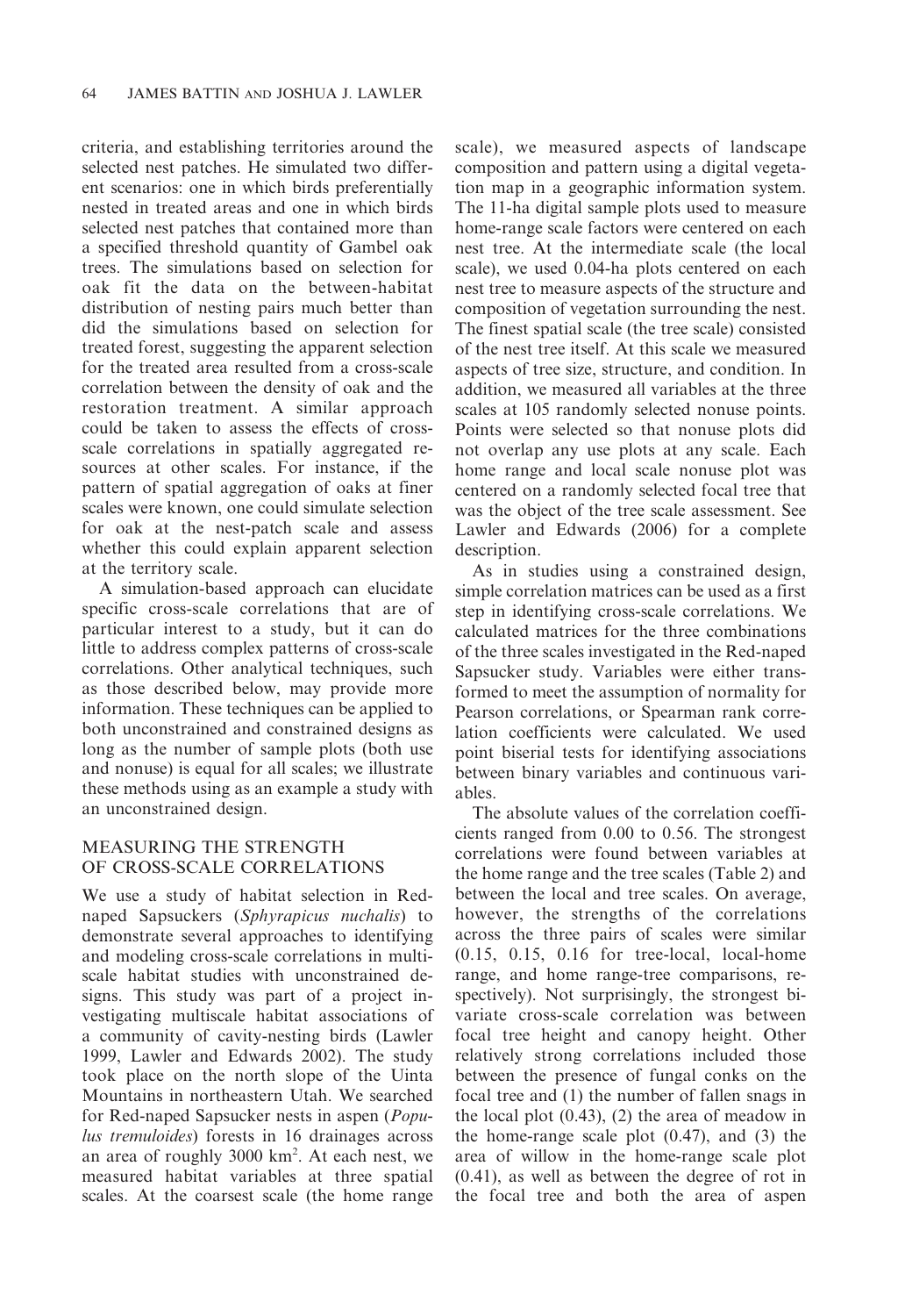criteria, and establishing territories around the selected nest patches. He simulated two different scenarios: one in which birds preferentially nested in treated areas and one in which birds selected nest patches that contained more than a specified threshold quantity of Gambel oak trees. The simulations based on selection for oak fit the data on the between-habitat distribution of nesting pairs much better than did the simulations based on selection for treated forest, suggesting the apparent selection for the treated area resulted from a cross-scale correlation between the density of oak and the restoration treatment. A similar approach could be taken to assess the effects of cross-scale correlations in spatially aggregated resources at other scales. For instance, if the pattern of spatial aggregation of oaks at finer scales were known, one could simulate selection for oak at the nest-patch scale and assess whether this could explain apparent selection at the territory scale.

A simulation-based approach can elucidate specific cross-scale correlations that are of particular interest to a study, but it can do little to address complex patterns of cross-scale correlations. Other analytical techniques, such as those described below, may provide more information. These techniques can be applied to both unconstrained and constrained designs as long as the number of sample plots (both use and nonuse) is equal for all scales; we illustrate these methods using as an example a study with an unconstrained design.

## MEASURING THE STRENGTH OF CROSS-SCALE CORRELATIONS

We use a study of habitat selection in Red-naped Sapsuckers (*Sphyrapicus nuchalis*) to demonstrate several approaches to identifying and modeling cross-scale correlations in multi-scale habitat studies with unconstrained designs. This study was part of a project investigating multiscale habitat associations of a community of cavity-nesting birds (Lawler 1999, Lawler and Edwards 2002). The study took place on the north slope of the Uinta Mountains in northeastern Utah. We searched for Red-naped Sapsucker nests in aspen (*Populus tremuloides*) forests in 16 drainages across an area of roughly 3000 km$^2$. At each nest, we measured habitat variables at three spatial scales. At the coarsest scale (the home range scale), we measured aspects of landscape composition and pattern using a digital vegetation map in a geographic information system. The 11-ha digital sample plots used to measure home-range scale factors were centered on each nest tree. At the intermediate scale (the local scale), we used 0.04-ha plots centered on each nest tree to measure aspects of the structure and composition of vegetation surrounding the nest. The finest spatial scale (the tree scale) consisted of the nest tree itself. At this scale we measured aspects of tree size, structure, and condition. In addition, we measured all variables at the three scales at 105 randomly selected nonuse points. Points were selected so that nonuse plots did not overlap any use plots at any scale. Each home range and local scale nonuse plot was centered on a randomly selected focal tree that was the object of the tree scale assessment. See Lawler and Edwards (2006) for a complete description.

As in studies using a constrained design, simple correlation matrices can be used as a first step in identifying cross-scale correlations. We calculated matrices for the three combinations of the three scales investigated in the Red-naped Sapsucker study. Variables were either transformed to meet the assumption of normality for Pearson correlations, or Spearman rank correlation coefficients were calculated. We used point biserial tests for identifying associations between binary variables and continuous variables.

The absolute values of the correlation coefficients ranged from 0.00 to 0.56. The strongest correlations were found between variables at the home range and the tree scales (Table 2) and between the local and tree scales. On average, however, the strengths of the correlations across the three pairs of scales were similar (0.15, 0.15, 0.16 for tree-local, local-home range, and home range-tree comparisons, respectively). Not surprisingly, the strongest bivariate cross-scale correlation was between focal tree height and canopy height. Other relatively strong correlations included those between the presence of fungal conks on the focal tree and (1) the number of fallen snags in the local plot (0.43), (2) the area of meadow in the home-range scale plot (0.47), and (3) the area of willow in the home-range scale plot (0.41), as well as between the degree of rot in the focal tree and both the area of aspen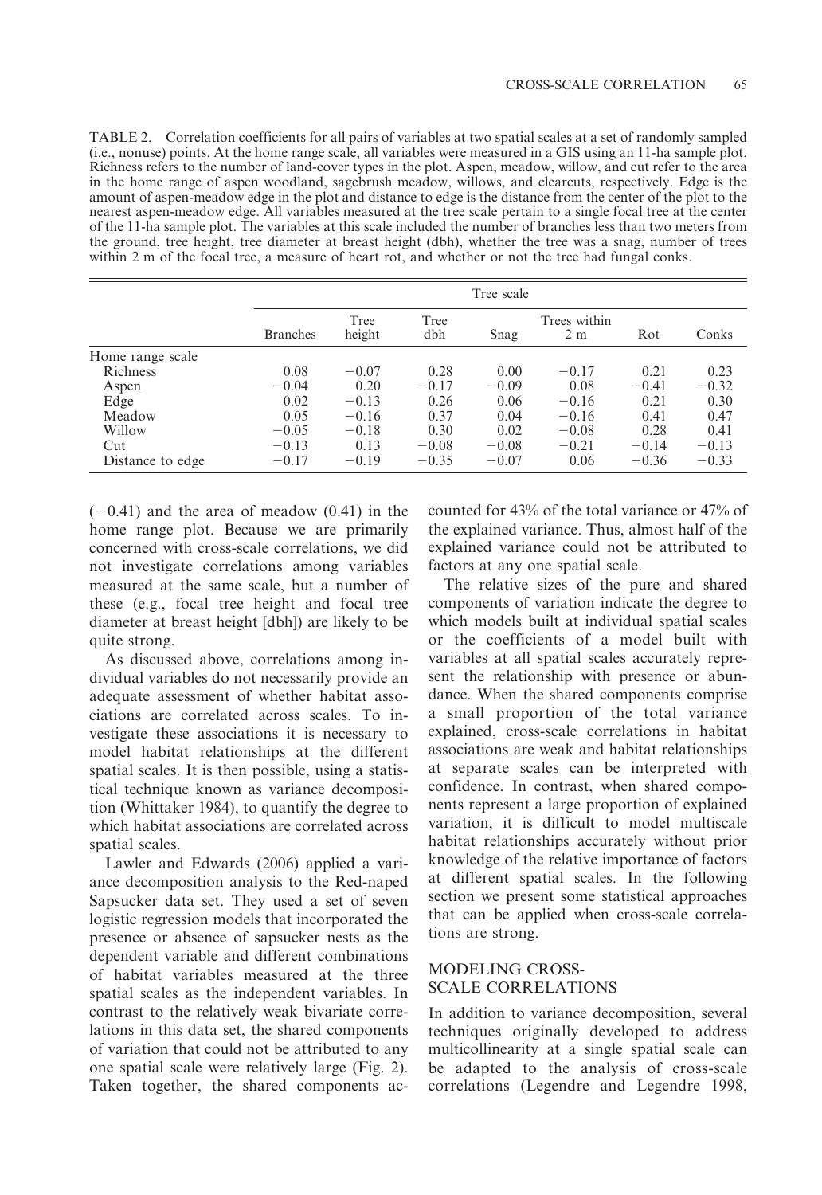TABLE 2. Correlation coefficients for all pairs of variables at two spatial scales at a set of randomly sampled (i.e., nonuse) points. At the home range scale, all variables were measured in a GIS using an 11-ha sample plot. Richness refers to the number of land-cover types in the plot. Aspen, meadow, willow, and cut refer to the area in the home range of aspen woodland, sagebrush meadow, willows, and clearcuts, respectively. Edge is the amount of aspen-meadow edge in the plot and distance to edge is the distance from the center of the plot to the nearest aspen-meadow edge. All variables measured at the tree scale pertain to a single focal tree at the center of the 11-ha sample plot. The variables at this scale included the number of branches less than two meters from the ground, tree height, tree diameter at breast height (dbh), whether the tree was a snag, number of trees within 2 m of the focal tree, a measure of heart rot, and whether or not the tree had fungal conks.

| | Tree scale | | | | | | |
|---|---|---|---|---|---|---|---|
| | Branches | Tree height | Tree dbh | Snag | Trees within 2 m | Rot | Conks |
| Home range scale | | | | | | | |
| Richness | 0.08 | −0.07 | 0.28 | 0.00 | −0.17 | 0.21 | 0.23 |
| Aspen | −0.04 | 0.20 | −0.17 | −0.09 | 0.08 | −0.41 | −0.32 |
| Edge | 0.02 | −0.13 | 0.26 | 0.06 | −0.16 | 0.21 | 0.30 |
| Meadow | 0.05 | −0.16 | 0.37 | 0.04 | −0.16 | 0.41 | 0.47 |
| Willow | −0.05 | −0.18 | 0.30 | 0.02 | −0.08 | 0.28 | 0.41 |
| Cut | −0.13 | 0.13 | −0.08 | −0.08 | −0.21 | −0.14 | −0.13 |
| Distance to edge | −0.17 | −0.19 | −0.35 | −0.07 | 0.06 | −0.36 | −0.33 |

(−0.41) and the area of meadow (0.41) in the home range plot. Because we are primarily concerned with cross-scale correlations, we did not investigate correlations among variables measured at the same scale, but a number of these (e.g., focal tree height and focal tree diameter at breast height [dbh]) are likely to be quite strong.

As discussed above, correlations among individual variables do not necessarily provide an adequate assessment of whether habitat associations are correlated across scales. To investigate these associations it is necessary to model habitat relationships at the different spatial scales. It is then possible, using a statistical technique known as variance decomposition (Whittaker 1984), to quantify the degree to which habitat associations are correlated across spatial scales.

Lawler and Edwards (2006) applied a variance decomposition analysis to the Red-naped Sapsucker data set. They used a set of seven logistic regression models that incorporated the presence or absence of sapsucker nests as the dependent variable and different combinations of habitat variables measured at the three spatial scales as the independent variables. In contrast to the relatively weak bivariate correlations in this data set, the shared components of variation that could not be attributed to any one spatial scale were relatively large (Fig. 2). Taken together, the shared components accounted for 43% of the total variance or 47% of the explained variance. Thus, almost half of the explained variance could not be attributed to factors at any one spatial scale.

The relative sizes of the pure and shared components of variation indicate the degree to which models built at individual spatial scales or the coefficients of a model built with variables at all spatial scales accurately represent the relationship with presence or abundance. When the shared components comprise a small proportion of the total variance explained, cross-scale correlations in habitat associations are weak and habitat relationships at separate scales can be interpreted with confidence. In contrast, when shared components represent a large proportion of explained variation, it is difficult to model multiscale habitat relationships accurately without prior knowledge of the relative importance of factors at different spatial scales. In the following section we present some statistical approaches that can be applied when cross-scale correlations are strong.

## MODELING CROSS-SCALE CORRELATIONS

In addition to variance decomposition, several techniques originally developed to address multicollinearity at a single spatial scale can be adapted to the analysis of cross-scale correlations (Legendre and Legendre 1998,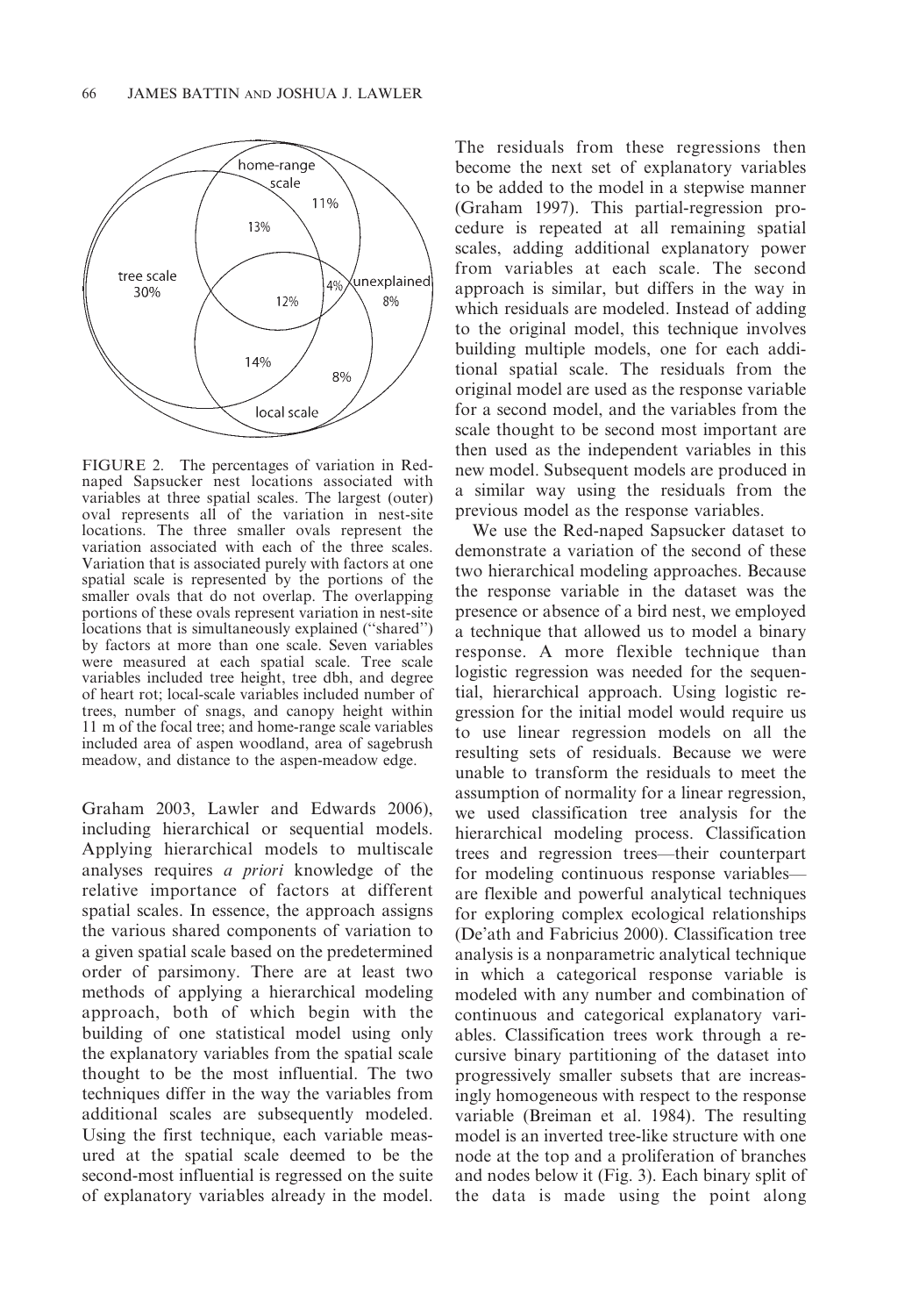home-range scale
11%
13%
tree scale
30%
4%
unexplained
8%
12%
14%
8%
local scale

FIGURE 2. The percentages of variation in Red-naped Sapsucker nest locations associated with variables at three spatial scales. The largest (outer) oval represents all of the variation in nest-site locations. The three smaller ovals represent the variation associated with each of the three scales. Variation that is associated purely with factors at one spatial scale is represented by the portions of the smaller ovals that do not overlap. The overlapping portions of these ovals represent variation in nest-site locations that is simultaneously explained ("shared") by factors at more than one scale. Seven variables were measured at each spatial scale. Tree scale variables included tree height, tree dbh, and degree of heart rot; local-scale variables included number of trees, number of snags, and canopy height within 11 m of the focal tree; and home-range scale variables included area of aspen woodland, area of sagebrush meadow, and distance to the aspen-meadow edge.

Graham 2003, Lawler and Edwards 2006), including hierarchical or sequential models. Applying hierarchical models to multiscale analyses requires *a priori* knowledge of the relative importance of factors at different spatial scales. In essence, the approach assigns the various shared components of variation to a given spatial scale based on the predetermined order of parsimony. There are at least two methods of applying a hierarchical modeling approach, both of which begin with the building of one statistical model using only the explanatory variables from the spatial scale thought to be the most influential. The two techniques differ in the way the variables from additional scales are subsequently modeled. Using the first technique, each variable measured at the spatial scale deemed to be the second-most influential is regressed on the suite of explanatory variables already in the model. The residuals from these regressions then become the next set of explanatory variables to be added to the model in a stepwise manner (Graham 1997). This partial-regression procedure is repeated at all remaining spatial scales, adding additional explanatory power from variables at each scale. The second approach is similar, but differs in the way in which residuals are modeled. Instead of adding to the original model, this technique involves building multiple models, one for each additional spatial scale. The residuals from the original model are used as the response variable for a second model, and the variables from the scale thought to be second most important are then used as the independent variables in this new model. Subsequent models are produced in a similar way using the residuals from the previous model as the response variables.

We use the Red-naped Sapsucker dataset to demonstrate a variation of the second of these two hierarchical modeling approaches. Because the response variable in the dataset was the presence or absence of a bird nest, we employed a technique that allowed us to model a binary response. A more flexible technique than logistic regression was needed for the sequential, hierarchical approach. Using logistic regression for the initial model would require us to use linear regression models on all the resulting sets of residuals. Because we were unable to transform the residuals to meet the assumption of normality for a linear regression, we used classification tree analysis for the hierarchical modeling process. Classification trees and regression trees—their counterpart for modeling continuous response variables—are flexible and powerful analytical techniques for exploring complex ecological relationships (De'ath and Fabricius 2000). Classification tree analysis is a nonparametric analytical technique in which a categorical response variable is modeled with any number and combination of continuous and categorical explanatory variables. Classification trees work through a recursive binary partitioning of the dataset into progressively smaller subsets that are increasingly homogeneous with respect to the response variable (Breiman et al. 1984). The resulting model is an inverted tree-like structure with one node at the top and a proliferation of branches and nodes below it (Fig. 3). Each binary split of the data is made using the point along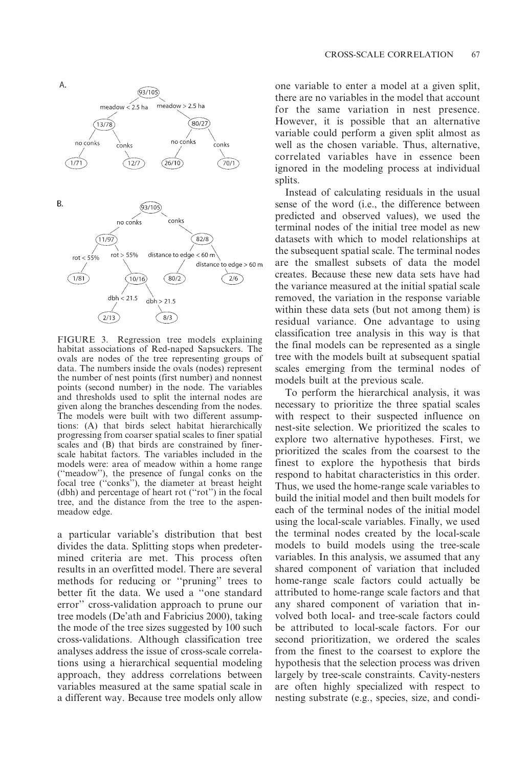FIGURE 3. Regression tree models explaining habitat associations of Red-naped Sapsuckers. The ovals are nodes of the tree representing groups of data. The numbers inside the ovals (nodes) represent the number of nest points (first number) and nonnest points (second number) in the node. The variables and thresholds used to split the internal nodes are given along the branches descending from the nodes. The models were built with two different assumptions: (A) that birds select habitat hierarchically progressing from coarser spatial scales to finer spatial scales and (B) that birds are constrained by finer-scale habitat factors. The variables included in the models were: area of meadow within a home range ("meadow"), the presence of fungal conks on the focal tree ("conks"), the diameter at breast height (dbh) and percentage of heart rot ("rot") in the focal tree, and the distance from the tree to the aspen-meadow edge.

a particular variable's distribution that best divides the data. Splitting stops when predetermined criteria are met. This process often results in an overfitted model. There are several methods for reducing or "pruning" trees to better fit the data. We used a "one standard error" cross-validation approach to prune our tree models (De'ath and Fabricius 2000), taking the mode of the tree sizes suggested by 100 such cross-validations. Although classification tree analyses address the issue of cross-scale correlations using a hierarchical sequential modeling approach, they address correlations between variables measured at the same spatial scale in a different way. Because tree models only allow one variable to enter a model at a given split, there are no variables in the model that account for the same variation in nest presence. However, it is possible that an alternative variable could perform a given split almost as well as the chosen variable. Thus, alternative, correlated variables have in essence been ignored in the modeling process at individual splits.

Instead of calculating residuals in the usual sense of the word (i.e., the difference between predicted and observed values), we used the terminal nodes of the initial tree model as new datasets with which to model relationships at the subsequent spatial scale. The terminal nodes are the smallest subsets of data the model creates. Because these new data sets have had the variance measured at the initial spatial scale removed, the variation in the response variable within these data sets (but not among them) is residual variance. One advantage to using classification tree analysis in this way is that the final models can be represented as a single tree with the models built at subsequent spatial scales emerging from the terminal nodes of models built at the previous scale.

To perform the hierarchical analysis, it was necessary to prioritize the three spatial scales with respect to their suspected influence on nest-site selection. We prioritized the scales to explore two alternative hypotheses. First, we prioritized the scales from the coarsest to the finest to explore the hypothesis that birds respond to habitat characteristics in this order. Thus, we used the home-range scale variables to build the initial model and then built models for each of the terminal nodes of the initial model using the local-scale variables. Finally, we used the terminal nodes created by the local-scale models to build models using the tree-scale variables. In this analysis, we assumed that any shared component of variation that included home-range scale factors could actually be attributed to home-range scale factors and that any shared component of variation that involved both local- and tree-scale factors could be attributed to local-scale factors. For our second prioritization, we ordered the scales from the finest to the coarsest to explore the hypothesis that the selection process was driven largely by tree-scale constraints. Cavity-nesters are often highly specialized with respect to nesting substrate (e.g., species, size, and condi-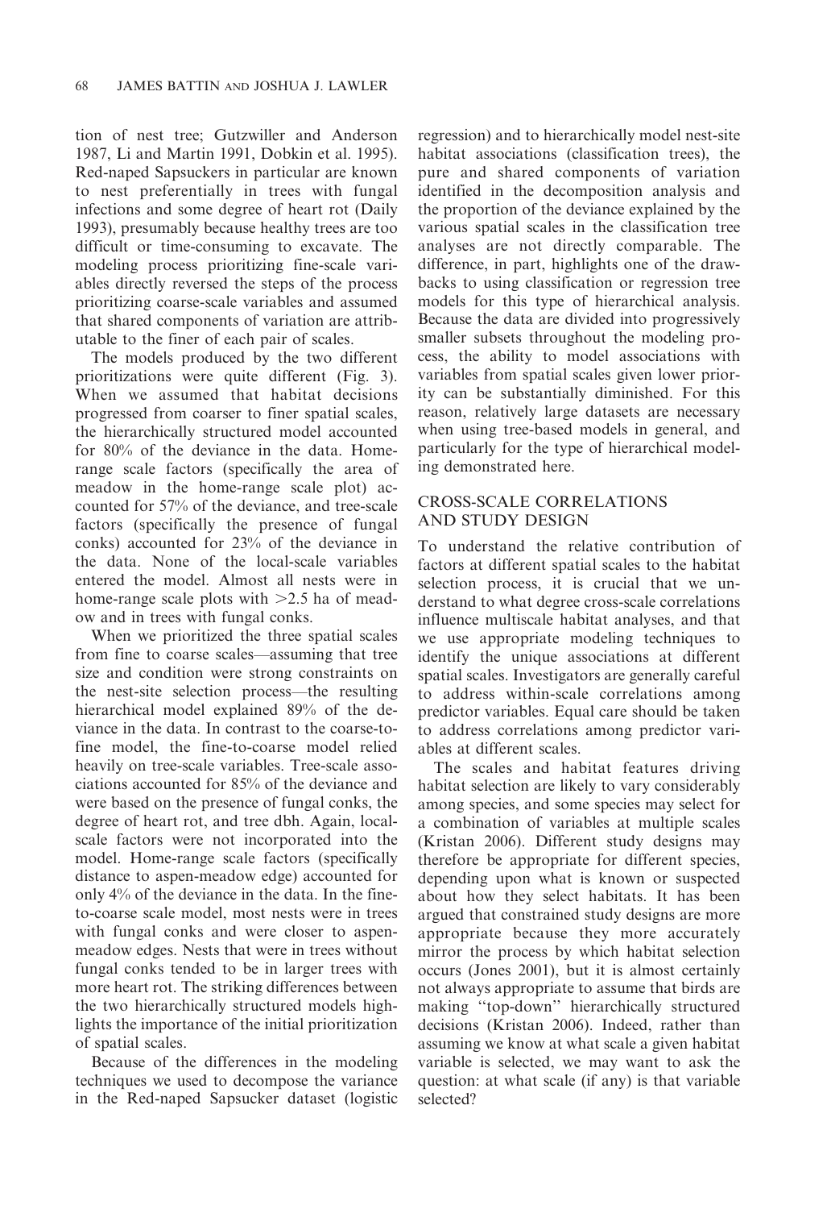tion of nest tree; Gutzwiller and Anderson 1987, Li and Martin 1991, Dobkin et al. 1995). Red-naped Sapsuckers in particular are known to nest preferentially in trees with fungal infections and some degree of heart rot (Daily 1993), presumably because healthy trees are too difficult or time-consuming to excavate. The modeling process prioritizing fine-scale variables directly reversed the steps of the process prioritizing coarse-scale variables and assumed that shared components of variation are attributable to the finer of each pair of scales.

The models produced by the two different prioritizations were quite different (Fig. 3). When we assumed that habitat decisions progressed from coarser to finer spatial scales, the hierarchically structured model accounted for 80% of the deviance in the data. Home-range scale factors (specifically the area of meadow in the home-range scale plot) accounted for 57% of the deviance, and tree-scale factors (specifically the presence of fungal conks) accounted for 23% of the deviance in the data. None of the local-scale variables entered the model. Almost all nests were in home-range scale plots with >2.5 ha of meadow and in trees with fungal conks.

When we prioritized the three spatial scales from fine to coarse scales—assuming that tree size and condition were strong constraints on the nest-site selection process—the resulting hierarchical model explained 89% of the deviance in the data. In contrast to the coarse-to-fine model, the fine-to-coarse model relied heavily on tree-scale variables. Tree-scale associations accounted for 85% of the deviance and were based on the presence of fungal conks, the degree of heart rot, and tree dbh. Again, local-scale factors were not incorporated into the model. Home-range scale factors (specifically distance to aspen-meadow edge) accounted for only 4% of the deviance in the data. In the fine-to-coarse scale model, most nests were in trees with fungal conks and were closer to aspen-meadow edges. Nests that were in trees without fungal conks tended to be in larger trees with more heart rot. The striking differences between the two hierarchically structured models highlights the importance of the initial prioritization of spatial scales.

Because of the differences in the modeling techniques we used to decompose the variance in the Red-naped Sapsucker dataset (logistic regression) and to hierarchically model nest-site habitat associations (classification trees), the pure and shared components of variation identified in the decomposition analysis and the proportion of the deviance explained by the various spatial scales in the classification tree analyses are not directly comparable. The difference, in part, highlights one of the drawbacks to using classification or regression tree models for this type of hierarchical analysis. Because the data are divided into progressively smaller subsets throughout the modeling process, the ability to model associations with variables from spatial scales given lower priority can be substantially diminished. For this reason, relatively large datasets are necessary when using tree-based models in general, and particularly for the type of hierarchical modeling demonstrated here.

## CROSS-SCALE CORRELATIONS AND STUDY DESIGN

To understand the relative contribution of factors at different spatial scales to the habitat selection process, it is crucial that we understand to what degree cross-scale correlations influence multiscale habitat analyses, and that we use appropriate modeling techniques to identify the unique associations at different spatial scales. Investigators are generally careful to address within-scale correlations among predictor variables. Equal care should be taken to address correlations among predictor variables at different scales.

The scales and habitat features driving habitat selection are likely to vary considerably among species, and some species may select for a combination of variables at multiple scales (Kristan 2006). Different study designs may therefore be appropriate for different species, depending upon what is known or suspected about how they select habitats. It has been argued that constrained study designs are more appropriate because they more accurately mirror the process by which habitat selection occurs (Jones 2001), but it is almost certainly not always appropriate to assume that birds are making "top-down" hierarchically structured decisions (Kristan 2006). Indeed, rather than assuming we know at what scale a given habitat variable is selected, we may want to ask the question: at what scale (if any) is that variable selected?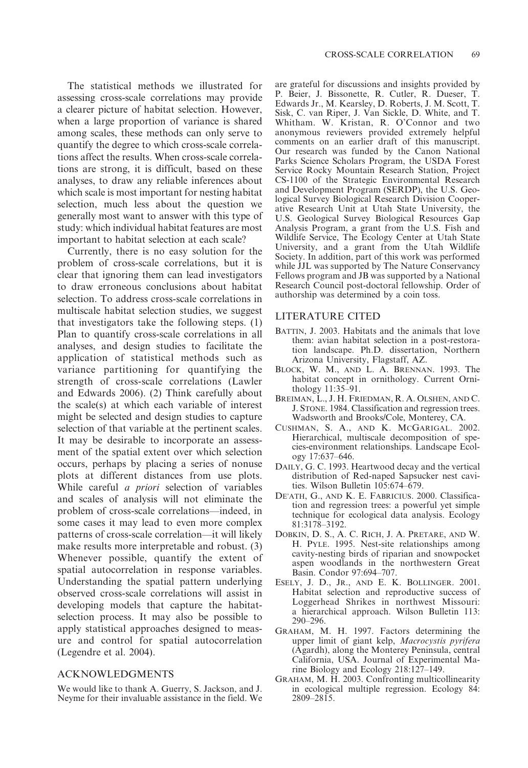The statistical methods we illustrated for assessing cross-scale correlations may provide a clearer picture of habitat selection. However, when a large proportion of variance is shared among scales, these methods can only serve to quantify the degree to which cross-scale correlations affect the results. When cross-scale correlations are strong, it is difficult, based on these analyses, to draw any reliable inferences about which scale is most important for nesting habitat selection, much less about the question we generally most want to answer with this type of study: which individual habitat features are most important to habitat selection at each scale?

Currently, there is no easy solution for the problem of cross-scale correlations, but it is clear that ignoring them can lead investigators to draw erroneous conclusions about habitat selection. To address cross-scale correlations in multiscale habitat selection studies, we suggest that investigators take the following steps. (1) Plan to quantify cross-scale correlations in all analyses, and design studies to facilitate the application of statistical methods such as variance partitioning for quantifying the strength of cross-scale correlations (Lawler and Edwards 2006). (2) Think carefully about the scale(s) at which each variable of interest might be selected and design studies to capture selection of that variable at the pertinent scales. It may be desirable to incorporate an assessment of the spatial extent over which selection occurs, perhaps by placing a series of nonuse plots at different distances from use plots. While careful *a priori* selection of variables and scales of analysis will not eliminate the problem of cross-scale correlations—indeed, in some cases it may lead to even more complex patterns of cross-scale correlation—it will likely make results more interpretable and robust. (3) Whenever possible, quantify the extent of spatial autocorrelation in response variables. Understanding the spatial pattern underlying observed cross-scale correlations will assist in developing models that capture the habitat-selection process. It may also be possible to apply statistical approaches designed to measure and control for spatial autocorrelation (Legendre et al. 2004).

## ACKNOWLEDGMENTS

We would like to thank A. Guerry, S. Jackson, and J. Neyme for their invaluable assistance in the field. We are grateful for discussions and insights provided by P. Beier, J. Bissonette, R. Cutler, R. Dueser, T. Edwards Jr., M. Kearsley, D. Roberts, J. M. Scott, T. Sisk, C. van Riper, J. Van Sickle, D. White, and T. Whitham. W. Kristan, R. O'Connor and two anonymous reviewers provided extremely helpful comments on an earlier draft of this manuscript. Our research was funded by the Canon National Parks Science Scholars Program, the USDA Forest Service Rocky Mountain Research Station, Project CS-1100 of the Strategic Environmental Research and Development Program (SERDP), the U.S. Geological Survey Biological Research Division Cooperative Research Unit at Utah State University, the U.S. Geological Survey Biological Resources Gap Analysis Program, a grant from the U.S. Fish and Wildlife Service, The Ecology Center at Utah State University, and a grant from the Utah Wildlife Society. In addition, part of this work was performed while JJL was supported by The Nature Conservancy Fellows program and JB was supported by a National Research Council post-doctoral fellowship. Order of authorship was determined by a coin toss.

## LITERATURE CITED

Battin, J. 2003. Habitats and the animals that love them: avian habitat selection in a post-restoration landscape. Ph.D. dissertation, Northern Arizona University, Flagstaff, AZ.

Block, W. M., and L. A. Brennan. 1993. The habitat concept in ornithology. Current Ornithology 11:35–91.

Breiman, L., J. H. Friedman, R. A. Olshen, and C. J. Stone. 1984. Classification and regression trees. Wadsworth and Brooks/Cole, Monterey, CA.

Cushman, S. A., and K. McGarigal. 2002. Hierarchical, multiscale decomposition of species-environment relationships. Landscape Ecology 17:637–646.

Daily, G. C. 1993. Heartwood decay and the vertical distribution of Red-naped Sapsucker nest cavities. Wilson Bulletin 105:674–679.

De'ath, G., and K. E. Fabricius. 2000. Classification and regression trees: a powerful yet simple technique for ecological data analysis. Ecology 81:3178–3192.

Dobkin, D. S., A. C. Rich, J. A. Pretare, and W. H. Pyle. 1995. Nest-site relationships among cavity-nesting birds of riparian and snowpocket aspen woodlands in the northwestern Great Basin. Condor 97:694–707.

Esely, J. D., Jr., and E. K. Bollinger. 2001. Habitat selection and reproductive success of Loggerhead Shrikes in northwest Missouri: a hierarchical approach. Wilson Bulletin 113: 290–296.

Graham, M. H. 1997. Factors determining the upper limit of giant kelp, *Macrocystis pyrifera* (Agardh), along the Monterey Peninsula, central California, USA. Journal of Experimental Marine Biology and Ecology 218:127–149.

Graham, M. H. 2003. Confronting multicollinearity in ecological multiple regression. Ecology 84: 2809–2815.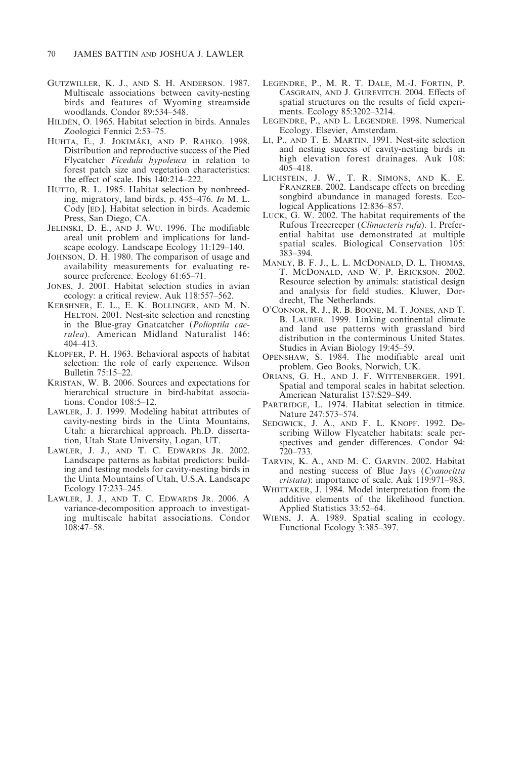Gutzwiller, K. J., and S. H. Anderson. 1987. Multiscale associations between cavity-nesting birds and features of Wyoming streamside woodlands. Condor 89:534–548.

Hildén, O. 1965. Habitat selection in birds. Annales Zoologici Fennici 2:53–75.

Huhta, E., J. Jokimäki, and P. Rahko. 1998. Distribution and reproductive success of the Pied Flycatcher *Ficedula hypoleuca* in relation to forest patch size and vegetation characteristics: the effect of scale. Ibis 140:214–222.

Hutto, R. L. 1985. Habitat selection by nonbreeding, migratory, land birds, p. 455–476. *In* M. L. Cody [ed.], Habitat selection in birds. Academic Press, San Diego, CA.

Jelinski, D. E., and J. Wu. 1996. The modifiable areal unit problem and implications for landscape ecology. Landscape Ecology 11:129–140.

Johnson, D. H. 1980. The comparison of usage and availability measurements for evaluating resource preference. Ecology 61:65–71.

Jones, J. 2001. Habitat selection studies in avian ecology: a critical review. Auk 118:557–562.

Kershner, E. L., E. K. Bollinger, and M. N. Helton. 2001. Nest-site selection and renesting in the Blue-gray Gnatcatcher (*Polioptila caerulea*). American Midland Naturalist 146: 404–413.

Klopfer, P. H. 1963. Behavioral aspects of habitat selection: the role of early experience. Wilson Bulletin 75:15–22.

Kristan, W. B. 2006. Sources and expectations for hierarchical structure in bird-habitat associations. Condor 108:5–12.

Lawler, J. J. 1999. Modeling habitat attributes of cavity-nesting birds in the Uinta Mountains, Utah: a hierarchical approach. Ph.D. dissertation, Utah State University, Logan, UT.

Lawler, J. J., and T. C. Edwards Jr. 2002. Landscape patterns as habitat predictors: building and testing models for cavity-nesting birds in the Uinta Mountains of Utah, U.S.A. Landscape Ecology 17:233–245.

Lawler, J. J., and T. C. Edwards Jr. 2006. A variance-decomposition approach to investigating multiscale habitat associations. Condor 108:47–58.

Legendre, P., M. R. T. Dale, M.-J. Fortin, P. Casgrain, and J. Gurevitch. 2004. Effects of spatial structures on the results of field experiments. Ecology 85:3202–3214.

Legendre, P., and L. Legendre. 1998. Numerical Ecology. Elsevier, Amsterdam.

Li, P., and T. E. Martin. 1991. Nest-site selection and nesting success of cavity-nesting birds in high elevation forest drainages. Auk 108: 405–418.

Lichstein, J. W., T. R. Simons, and K. E. Franzreb. 2002. Landscape effects on breeding songbird abundance in managed forests. Ecological Applications 12:836–857.

Luck, G. W. 2002. The habitat requirements of the Rufous Treecreeper (*Climacteris rufa*). 1. Preferential habitat use demonstrated at multiple spatial scales. Biological Conservation 105: 383–394.

Manly, B. F. J., L. L. McDonald, D. L. Thomas, T. McDonald, and W. P. Erickson. 2002. Resource selection by animals: statistical design and analysis for field studies. Kluwer, Dordrecht, The Netherlands.

O'Connor, R. J., R. B. Boone, M. T. Jones, and T. B. Lauber. 1999. Linking continental climate and land use patterns with grassland bird distribution in the conterminous United States. Studies in Avian Biology 19:45–59.

Openshaw, S. 1984. The modifiable areal unit problem. Geo Books, Norwich, UK.

Orians, G. H., and J. F. Wittenberger. 1991. Spatial and temporal scales in habitat selection. American Naturalist 137:S29–S49.

Partridge, L. 1974. Habitat selection in titmice. Nature 247:573–574.

Sedgwick, J. A., and F. L. Knopf. 1992. Describing Willow Flycatcher habitats: scale perspectives and gender differences. Condor 94: 720–733.

Tarvin, K. A., and M. C. Garvin. 2002. Habitat and nesting success of Blue Jays (*Cyanocitta cristata*): importance of scale. Auk 119:971–983.

Whittaker, J. 1984. Model interpretation from the additive elements of the likelihood function. Applied Statistics 33:52–64.

Wiens, J. A. 1989. Spatial scaling in ecology. Functional Ecology 3:385–397.